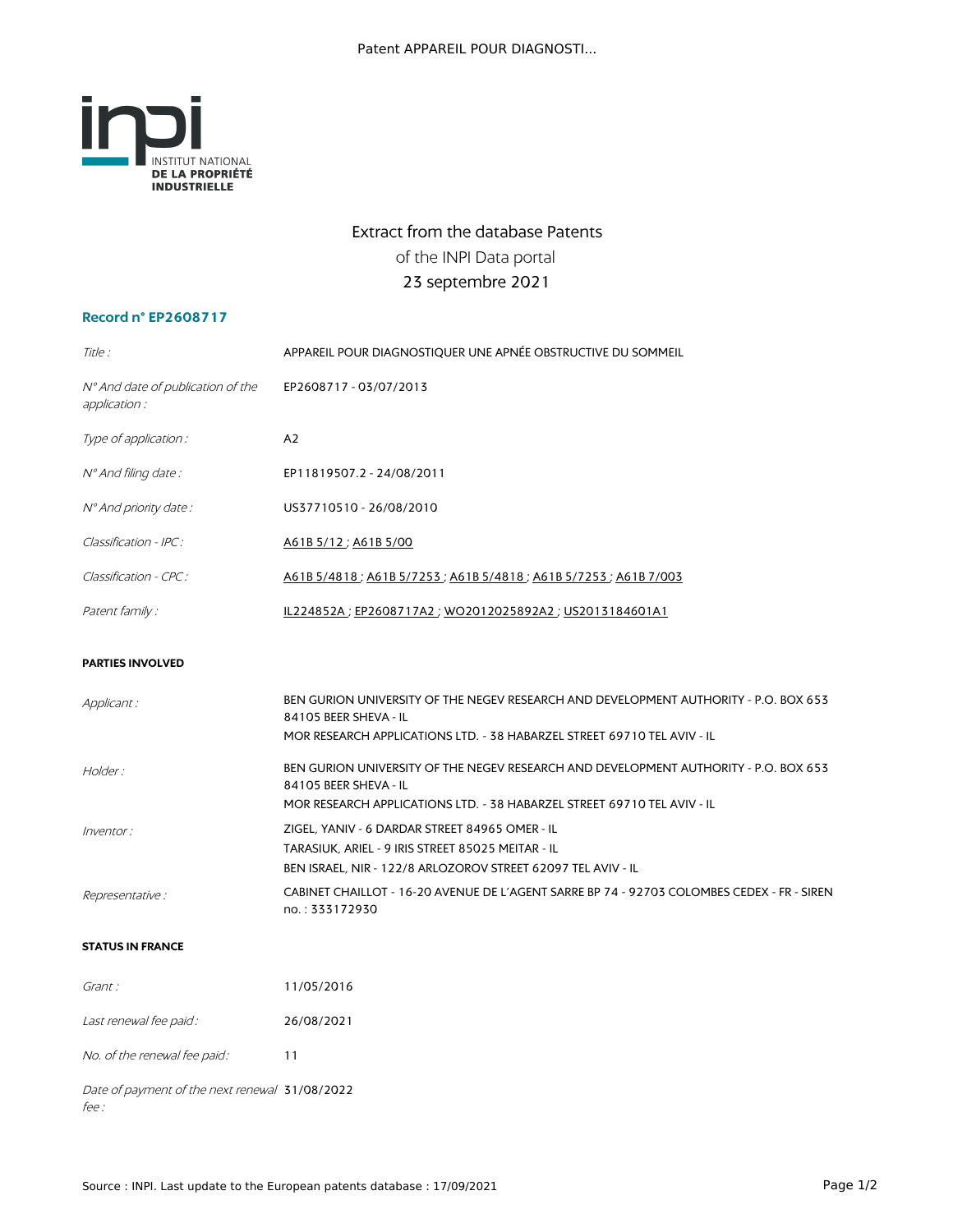INSTITUT NATIONAL DE LA PROPRIÉTÉ INDUSTRIELLE

# Extract from the database Patents

of the INPI Data portal

23 septembre 2021

## Record n° EP2608717

| | |
|---|---|
| *Title :* | APPAREIL POUR DIAGNOSTIQUER UNE APNÉE OBSTRUCTIVE DU SOMMEIL |
| *N° And date of publication of the application :* | EP2608717 - 03/07/2013 |
| *Type of application :* | A2 |
| *N° And filing date :* | EP11819507.2 - 24/08/2011 |
| *N° And priority date :* | US37710510 - 26/08/2010 |
| *Classification - IPC :* | A61B 5/12 ; A61B 5/00 |
| *Classification - CPC :* | A61B 5/4818 ; A61B 5/7253 ; A61B 5/4818 ; A61B 5/7253 ; A61B 7/003 |
| *Patent family :* | IL224852A ; EP2608717A2 ; WO2012025892A2 ; US2013184601A1 |

### PARTIES INVOLVED

| | |
|---|---|
| *Applicant :* | BEN GURION UNIVERSITY OF THE NEGEV RESEARCH AND DEVELOPMENT AUTHORITY - P.O. BOX 653 84105 BEER SHEVA - IL<br>MOR RESEARCH APPLICATIONS LTD. - 38 HABARZEL STREET 69710 TEL AVIV - IL |
| *Holder :* | BEN GURION UNIVERSITY OF THE NEGEV RESEARCH AND DEVELOPMENT AUTHORITY - P.O. BOX 653 84105 BEER SHEVA - IL<br>MOR RESEARCH APPLICATIONS LTD. - 38 HABARZEL STREET 69710 TEL AVIV - IL |
| *Inventor :* | ZIGEL, YANIV - 6 DARDAR STREET 84965 OMER - IL<br>TARASIUK, ARIEL - 9 IRIS STREET 85025 MEITAR - IL<br>BEN ISRAEL, NIR - 122/8 ARLOZOROV STREET 62097 TEL AVIV - IL |
| *Representative :* | CABINET CHAILLOT - 16-20 AVENUE DE L'AGENT SARRE BP 74 - 92703 COLOMBES CEDEX - FR - SIREN no. : 333172930 |

### STATUS IN FRANCE

| | |
|---|---|
| *Grant :* | 11/05/2016 |
| *Last renewal fee paid :* | 26/08/2021 |
| *No. of the renewal fee paid :* | 11 |
| *Date of payment of the next renewal fee :* | 31/08/2022 |

Source : INPI. Last update to the European patents database : 17/09/2021